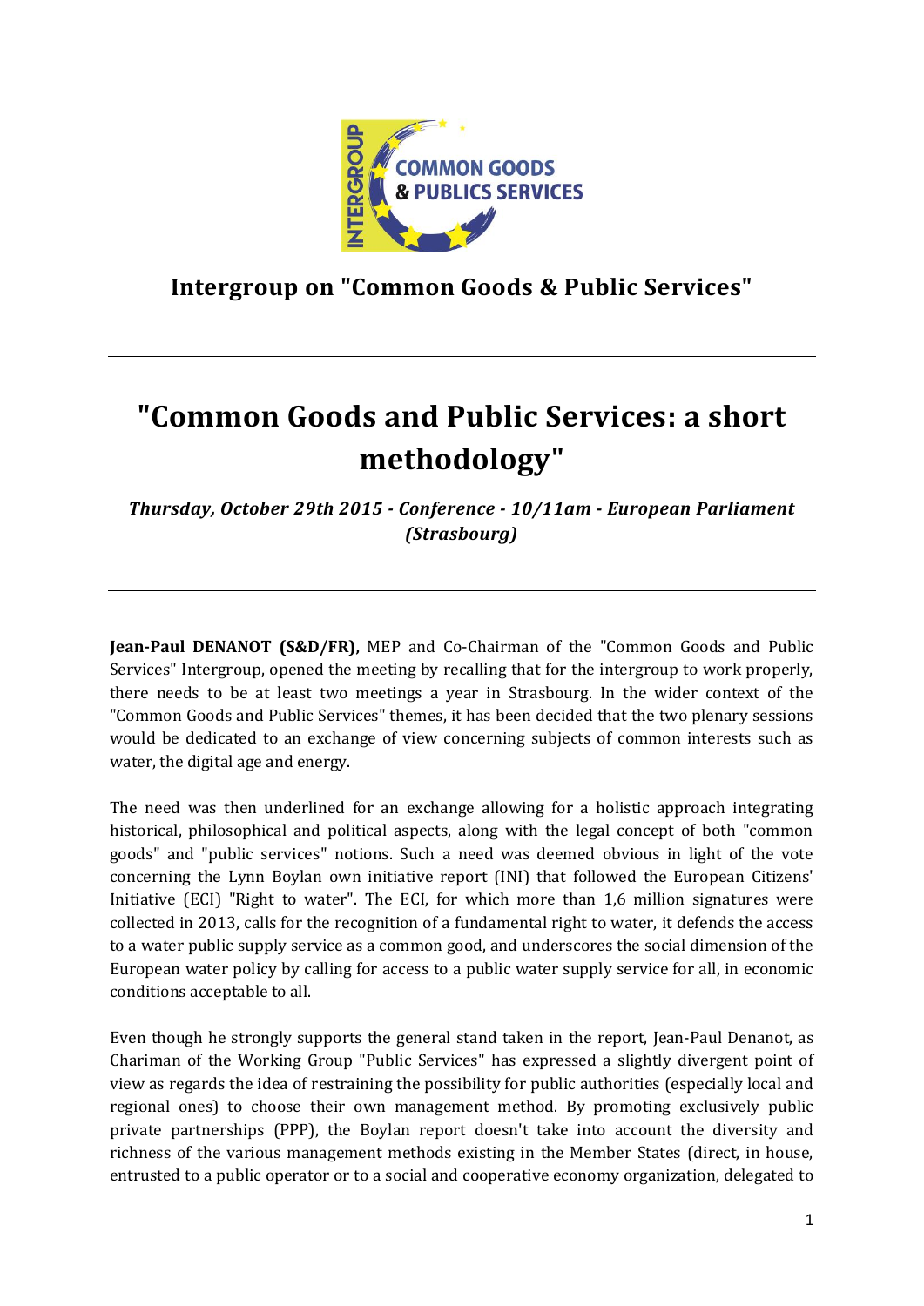## Intergroup on "Common Goods & Public Services"

---

# "Common Goods and Public Services: a short methodology"

***Thursday, October 29th 2015 - Conference - 10/11am - European Parliament (Strasbourg)***

---

**Jean-Paul DENANOT (S&D/FR),** MEP and Co-Chairman of the "Common Goods and Public Services" Intergroup, opened the meeting by recalling that for the intergroup to work properly, there needs to be at least two meetings a year in Strasbourg. In the wider context of the "Common Goods and Public Services" themes, it has been decided that the two plenary sessions would be dedicated to an exchange of view concerning subjects of common interests such as water, the digital age and energy.

The need was then underlined for an exchange allowing for a holistic approach integrating historical, philosophical and political aspects, along with the legal concept of both "common goods" and "public services" notions. Such a need was deemed obvious in light of the vote concerning the Lynn Boylan own initiative report (INI) that followed the European Citizens' Initiative (ECI) "Right to water". The ECI, for which more than 1,6 million signatures were collected in 2013, calls for the recognition of a fundamental right to water, it defends the access to a water public supply service as a common good, and underscores the social dimension of the European water policy by calling for access to a public water supply service for all, in economic conditions acceptable to all.

Even though he strongly supports the general stand taken in the report, Jean-Paul Denanot, as Chariman of the Working Group "Public Services" has expressed a slightly divergent point of view as regards the idea of restraining the possibility for public authorities (especially local and regional ones) to choose their own management method. By promoting exclusively public private partnerships (PPP), the Boylan report doesn't take into account the diversity and richness of the various management methods existing in the Member States (direct, in house, entrusted to a public operator or to a social and cooperative economy organization, delegated to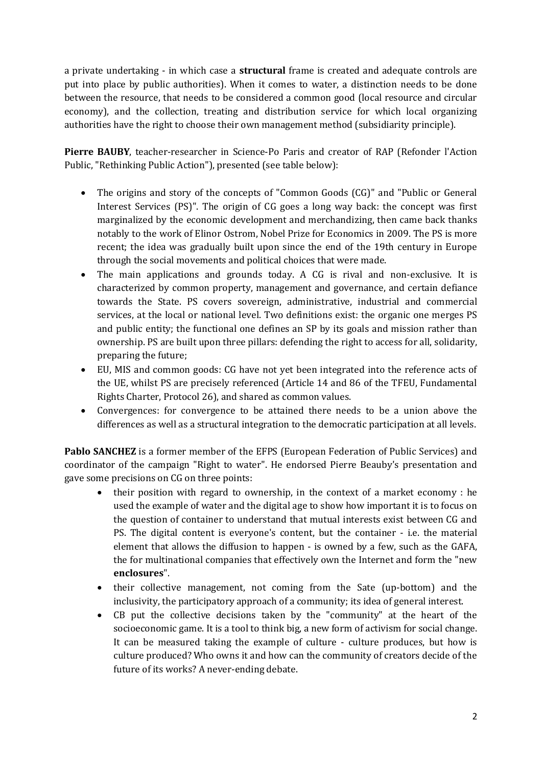a private undertaking - in which case a **structural** frame is created and adequate controls are put into place by public authorities). When it comes to water, a distinction needs to be done between the resource, that needs to be considered a common good (local resource and circular economy), and the collection, treating and distribution service for which local organizing authorities have the right to choose their own management method (subsidiarity principle).

**Pierre BAUBY**, teacher-researcher in Science-Po Paris and creator of RAP (Refonder l'Action Public, "Rethinking Public Action"), presented (see table below):

- The origins and story of the concepts of "Common Goods (CG)" and "Public or General Interest Services (PS)". The origin of CG goes a long way back: the concept was first marginalized by the economic development and merchandizing, then came back thanks notably to the work of Elinor Ostrom, Nobel Prize for Economics in 2009. The PS is more recent; the idea was gradually built upon since the end of the 19th century in Europe through the social movements and political choices that were made.
- The main applications and grounds today. A CG is rival and non-exclusive. It is characterized by common property, management and governance, and certain defiance towards the State. PS covers sovereign, administrative, industrial and commercial services, at the local or national level. Two definitions exist: the organic one merges PS and public entity; the functional one defines an SP by its goals and mission rather than ownership. PS are built upon three pillars: defending the right to access for all, solidarity, preparing the future;
- EU, MIS and common goods: CG have not yet been integrated into the reference acts of the UE, whilst PS are precisely referenced (Article 14 and 86 of the TFEU, Fundamental Rights Charter, Protocol 26), and shared as common values.
- Convergences: for convergence to be attained there needs to be a union above the differences as well as a structural integration to the democratic participation at all levels.

**Pablo SANCHEZ** is a former member of the EFPS (European Federation of Public Services) and coordinator of the campaign "Right to water". He endorsed Pierre Beauby's presentation and gave some precisions on CG on three points:

- their position with regard to ownership, in the context of a market economy : he used the example of water and the digital age to show how important it is to focus on the question of container to understand that mutual interests exist between CG and PS. The digital content is everyone's content, but the container - i.e. the material element that allows the diffusion to happen - is owned by a few, such as the GAFA, the for multinational companies that effectively own the Internet and form the "new **enclosures**".
- their collective management, not coming from the Sate (up-bottom) and the inclusivity, the participatory approach of a community; its idea of general interest.
- CB put the collective decisions taken by the "community" at the heart of the socioeconomic game. It is a tool to think big, a new form of activism for social change. It can be measured taking the example of culture - culture produces, but how is culture produced? Who owns it and how can the community of creators decide of the future of its works? A never-ending debate.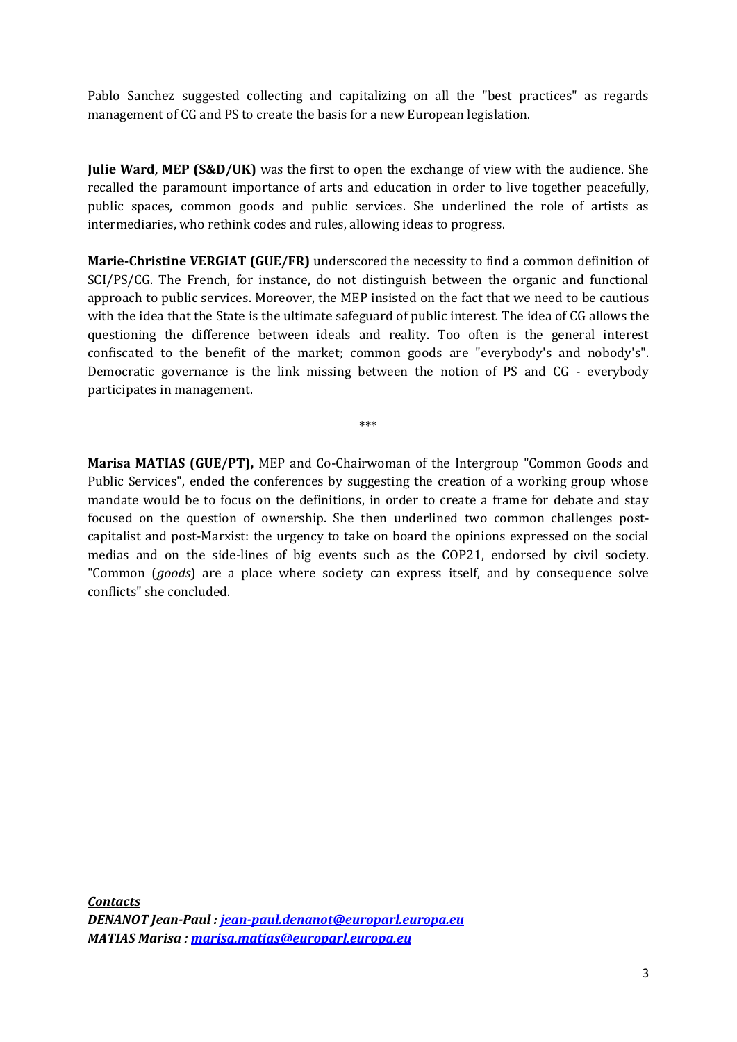Pablo Sanchez suggested collecting and capitalizing on all the "best practices" as regards management of CG and PS to create the basis for a new European legislation.

**Julie Ward, MEP (S&D/UK)** was the first to open the exchange of view with the audience. She recalled the paramount importance of arts and education in order to live together peacefully, public spaces, common goods and public services. She underlined the role of artists as intermediaries, who rethink codes and rules, allowing ideas to progress.

**Marie-Christine VERGIAT (GUE/FR)** underscored the necessity to find a common definition of SCI/PS/CG. The French, for instance, do not distinguish between the organic and functional approach to public services. Moreover, the MEP insisted on the fact that we need to be cautious with the idea that the State is the ultimate safeguard of public interest. The idea of CG allows the questioning the difference between ideals and reality. Too often is the general interest confiscated to the benefit of the market; common goods are "everybody's and nobody's". Democratic governance is the link missing between the notion of PS and CG - everybody participates in management.

***

**Marisa MATIAS (GUE/PT),** MEP and Co-Chairwoman of the Intergroup "Common Goods and Public Services", ended the conferences by suggesting the creation of a working group whose mandate would be to focus on the definitions, in order to create a frame for debate and stay focused on the question of ownership. She then underlined two common challenges post-capitalist and post-Marxist: the urgency to take on board the opinions expressed on the social medias and on the side-lines of big events such as the COP21, endorsed by civil society. "Common (*goods*) are a place where society can express itself, and by consequence solve conflicts" she concluded.

***Contacts***

***DENANOT Jean-Paul : [jean-paul.denanot@europarl.europa.eu](mailto:jean-paul.denanot@europarl.europa.eu)***

***MATIAS Marisa : [marisa.matias@europarl.europa.eu](mailto:marisa.matias@europarl.europa.eu)***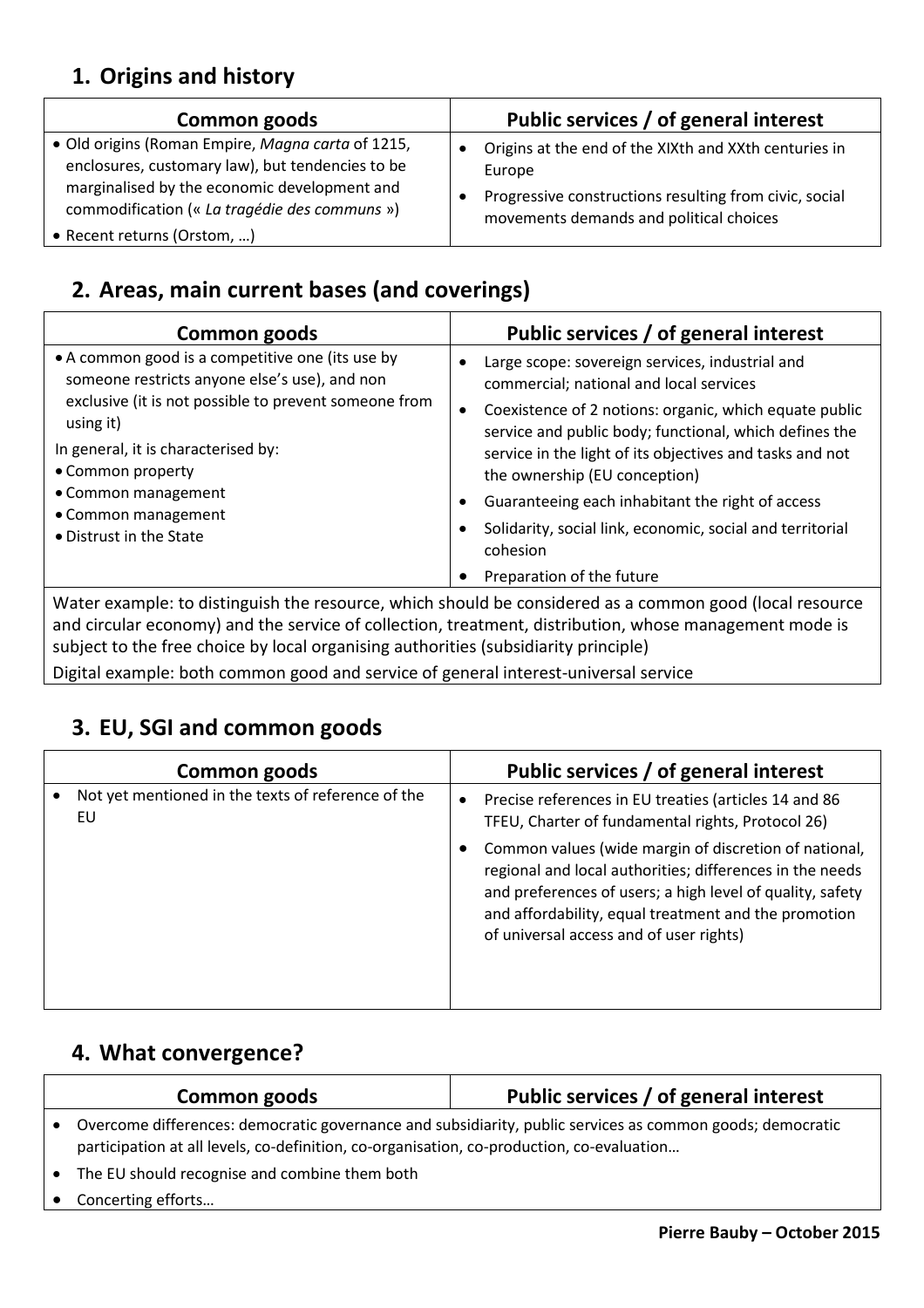## 1. Origins and history

| Common goods | Public services / of general interest |
|---|---|
| • Old origins (Roman Empire, *Magna carta* of 1215, enclosures, customary law), but tendencies to be marginalised by the economic development and commodification (« *La tragédie des communs* »)<br>• Recent returns (Orstom, …) | • Origins at the end of the XIXth and XXth centuries in Europe<br>• Progressive constructions resulting from civic, social movements demands and political choices |

## 2. Areas, main current bases (and coverings)

| Common goods | Public services / of general interest |
|---|---|
| • A common good is a competitive one (its use by someone restricts anyone else's use), and non exclusive (it is not possible to prevent someone from using it)<br>In general, it is characterised by:<br>• Common property<br>• Common management<br>• Common management<br>• Distrust in the State | • Large scope: sovereign services, industrial and commercial; national and local services<br>• Coexistence of 2 notions: organic, which equate public service and public body; functional, which defines the service in the light of its objectives and tasks and not the ownership (EU conception)<br>• Guaranteeing each inhabitant the right of access<br>• Solidarity, social link, economic, social and territorial cohesion<br>• Preparation of the future |
| Water example: to distinguish the resource, which should be considered as a common good (local resource and circular economy) and the service of collection, treatment, distribution, whose management mode is subject to the free choice by local organising authorities (subsidiarity principle)<br>Digital example: both common good and service of general interest-universal service | |

## 3. EU, SGI and common goods

| Common goods | Public services / of general interest |
|---|---|
| • Not yet mentioned in the texts of reference of the EU | • Precise references in EU treaties (articles 14 and 86 TFEU, Charter of fundamental rights, Protocol 26)<br>• Common values (wide margin of discretion of national, regional and local authorities; differences in the needs and preferences of users; a high level of quality, safety and affordability, equal treatment and the promotion of universal access and of user rights) |

## 4. What convergence?

| Common goods | Public services / of general interest |
|---|---|
| • Overcome differences: democratic governance and subsidiarity, public services as common goods; democratic participation at all levels, co-definition, co-organisation, co-production, co-evaluation…<br>• The EU should recognise and combine them both<br>• Concerting efforts… | |

**Pierre Bauby – October 2015**